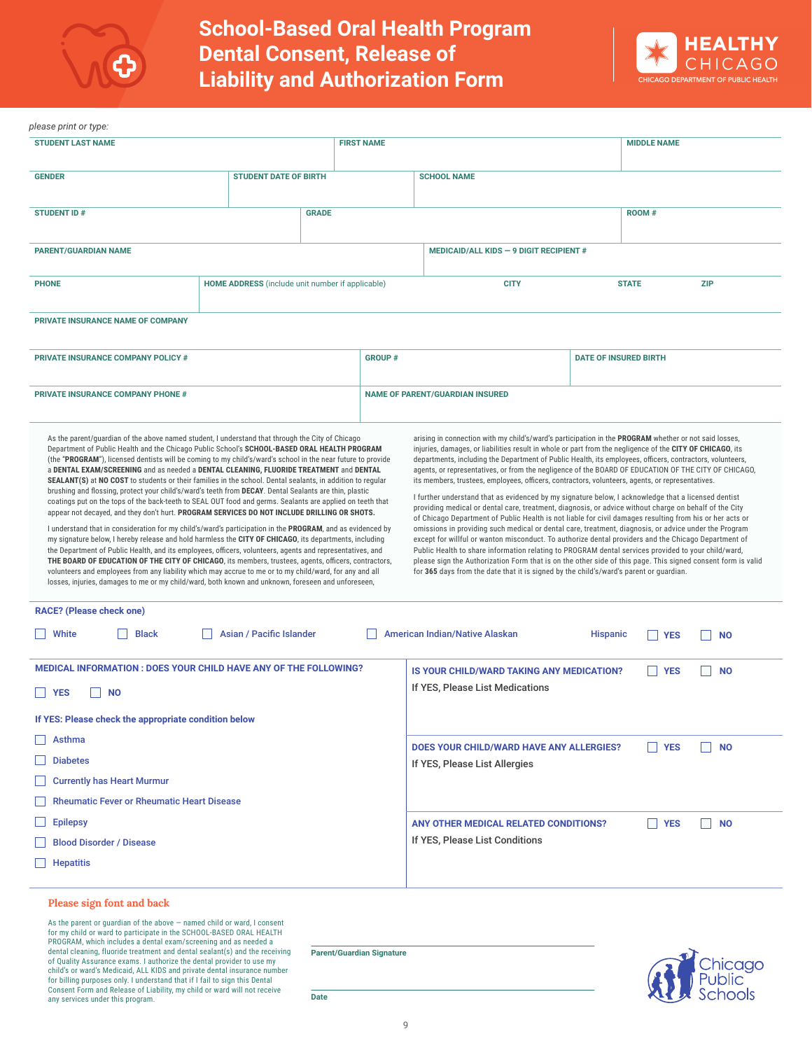# School-Based Oral Health Program Dental Consent, Release of Liability and Authorization Form

HEALTHY CHICAGO
CHICAGO DEPARTMENT OF PUBLIC HEALTH

*please print or type:*

| STUDENT LAST NAME | FIRST NAME | MIDDLE NAME |
|---|---|---|
| | | |

| GENDER | STUDENT DATE OF BIRTH | SCHOOL NAME |
|---|---|---|
| | | |

| STUDENT ID # | GRADE | ROOM # |
|---|---|---|
| | | |

| PARENT/GUARDIAN NAME | MEDICAID/ALL KIDS — 9 DIGIT RECIPIENT # |
|---|---|
| | |

| PHONE | HOME ADDRESS (include unit number if applicable) | CITY | STATE | ZIP |
|---|---|---|---|---|
| | | | | |

| PRIVATE INSURANCE NAME OF COMPANY |
|---|
| |

| PRIVATE INSURANCE COMPANY POLICY # | GROUP # | DATE OF INSURED BIRTH |
|---|---|---|
| | | |

| PRIVATE INSURANCE COMPANY PHONE # | NAME OF PARENT/GUARDIAN INSURED |
|---|---|
| | |

As the parent/guardian of the above named student, I understand that through the City of Chicago Department of Public Health and the Chicago Public School's **SCHOOL-BASED ORAL HEALTH PROGRAM** (the "**PROGRAM**"), licensed dentists will be coming to my child's/ward's school in the near future to provide a **DENTAL EXAM/SCREENING** and as needed a **DENTAL CLEANING, FLUORIDE TREATMENT** and **DENTAL SEALANT(S)** at **NO COST** to students or their families in the school. Dental sealants, in addition to regular brushing and flossing, protect your child's/ward's teeth from **DECAY**. Dental Sealants are thin, plastic coatings put on the tops of the back-teeth to SEAL OUT food and germs. Sealants are applied on teeth that appear not decayed, and they don't hurt. **PROGRAM SERVICES DO NOT INCLUDE DRILLING OR SHOTS.**

I understand that in consideration for my child's/ward's participation in the **PROGRAM**, and as evidenced by my signature below, I hereby release and hold harmless the **CITY OF CHICAGO**, its departments, including the Department of Public Health, and its employees, officers, volunteers, agents and representatives, and **THE BOARD OF EDUCATION OF THE CITY OF CHICAGO**, its members, trustees, agents, officers, contractors, volunteers and employees from any liability which may accrue to me or to my child/ward, for any and all losses, injuries, damages to me or my child/ward, both known and unknown, foreseen and unforeseen, arising in connection with my child's/ward's participation in the **PROGRAM** whether or not said losses, injuries, damages, or liabilities result in whole or part from the negligence of the **CITY OF CHICAGO**, its departments, including the Department of Public Health, its employees, officers, contractors, volunteers, agents, or representatives, or from the negligence of the BOARD OF EDUCATION OF THE CITY OF CHICAGO, its members, trustees, employees, officers, contractors, volunteers, agents, or representatives.

I further understand that as evidenced by my signature below, I acknowledge that a licensed dentist providing medical or dental care, treatment, diagnosis, or advice without charge on behalf of the City of Chicago Department of Public Health is not liable for civil damages resulting from his or her acts or omissions in providing such medical or dental care, treatment, diagnosis, or advice under the Program except for willful or wanton misconduct. To authorize dental providers and the Chicago Department of Public Health to share information relating to PROGRAM dental services provided to your child/ward, please sign the Authorization Form that is on the other side of this page. This signed consent form is valid for **365** days from the date that it is signed by the child's/ward's parent or guardian.

**RACE? (Please check one)**

☐ White ☐ Black ☐ Asian / Pacific Islander ☐ American Indian/Native Alaskan

Hispanic ☐ YES ☐ NO

**MEDICAL INFORMATION : DOES YOUR CHILD HAVE ANY OF THE FOLLOWING?**

☐ YES ☐ NO

**If YES: Please check the appropriate condition below**

- ☐ Asthma
- ☐ Diabetes
- ☐ Currently has Heart Murmur
- ☐ Rheumatic Fever or Rheumatic Heart Disease
- ☐ Epilepsy
- ☐ Blood Disorder / Disease
- ☐ Hepatitis

**IS YOUR CHILD/WARD TAKING ANY MEDICATION?** ☐ YES ☐ NO

If YES, Please List Medications

**DOES YOUR CHILD/WARD HAVE ANY ALLERGIES?** ☐ YES ☐ NO

If YES, Please List Allergies

**ANY OTHER MEDICAL RELATED CONDITIONS?** ☐ YES ☐ NO

If YES, Please List Conditions

## Please sign font and back

As the parent or guardian of the above — named child or ward, I consent for my child or ward to participate in the SCHOOL-BASED ORAL HEALTH PROGRAM, which includes a dental exam/screening and as needed a dental cleaning, fluoride treatment and dental sealant(s) and the receiving of Quality Assurance exams. I authorize the dental provider to use my child's or ward's Medicaid, ALL KIDS and private dental insurance number for billing purposes only. I understand that if I fail to sign this Dental Consent Form and Release of Liability, my child or ward will not receive any services under this program.

Parent/Guardian Signature

Date

Chicago Public Schools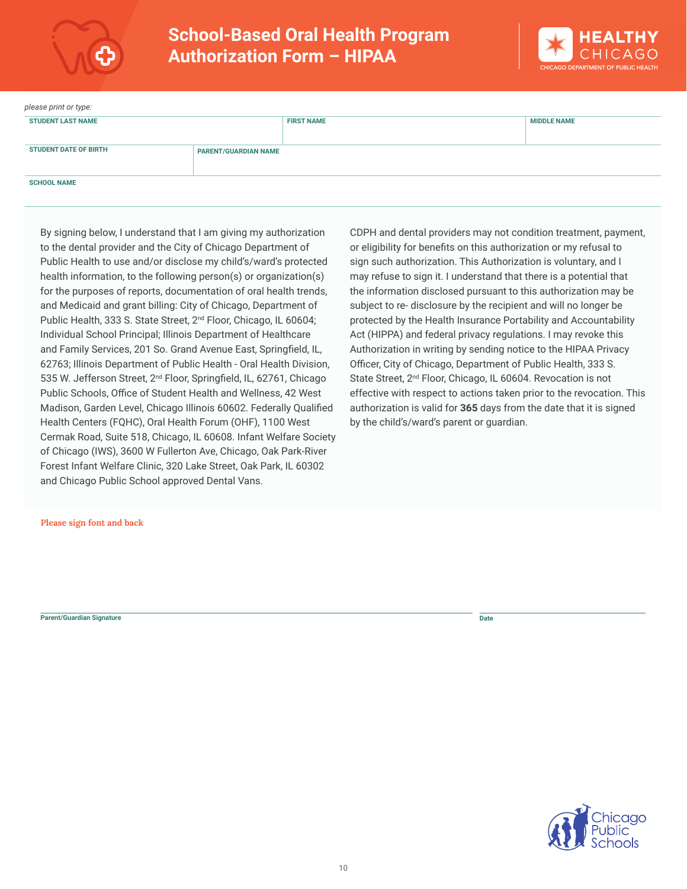# School-Based Oral Health Program Authorization Form – HIPAA

HEALTHY CHICAGO
CHICAGO DEPARTMENT OF PUBLIC HEALTH

*please print or type:*

| STUDENT LAST NAME | FIRST NAME | MIDDLE NAME |
|---|---|---|
| | | |

| STUDENT DATE OF BIRTH | PARENT/GUARDIAN NAME |
|---|---|
| | |

| SCHOOL NAME |
|---|
| |

By signing below, I understand that I am giving my authorization to the dental provider and the City of Chicago Department of Public Health to use and/or disclose my child's/ward's protected health information, to the following person(s) or organization(s) for the purposes of reports, documentation of oral health trends, and Medicaid and grant billing: City of Chicago, Department of Public Health, 333 S. State Street, 2nd Floor, Chicago, IL 60604; Individual School Principal; Illinois Department of Healthcare and Family Services, 201 So. Grand Avenue East, Springfield, IL, 62763; Illinois Department of Public Health - Oral Health Division, 535 W. Jefferson Street, 2nd Floor, Springfield, IL, 62761, Chicago Public Schools, Office of Student Health and Wellness, 42 West Madison, Garden Level, Chicago Illinois 60602. Federally Qualified Health Centers (FQHC), Oral Health Forum (OHF), 1100 West Cermak Road, Suite 518, Chicago, IL 60608. Infant Welfare Society of Chicago (IWS), 3600 W Fullerton Ave, Chicago, Oak Park-River Forest Infant Welfare Clinic, 320 Lake Street, Oak Park, IL 60302 and Chicago Public School approved Dental Vans.

CDPH and dental providers may not condition treatment, payment, or eligibility for benefits on this authorization or my refusal to sign such authorization. This Authorization is voluntary, and I may refuse to sign it. I understand that there is a potential that the information disclosed pursuant to this authorization may be subject to re- disclosure by the recipient and will no longer be protected by the Health Insurance Portability and Accountability Act (HIPPA) and federal privacy regulations. I may revoke this Authorization in writing by sending notice to the HIPAA Privacy Officer, City of Chicago, Department of Public Health, 333 S. State Street, 2nd Floor, Chicago, IL 60604. Revocation is not effective with respect to actions taken prior to the revocation. This authorization is valid for **365** days from the date that it is signed by the child's/ward's parent or guardian.

**Please sign font and back**

Parent/Guardian Signature _______________________ Date _______________

Chicago Public Schools